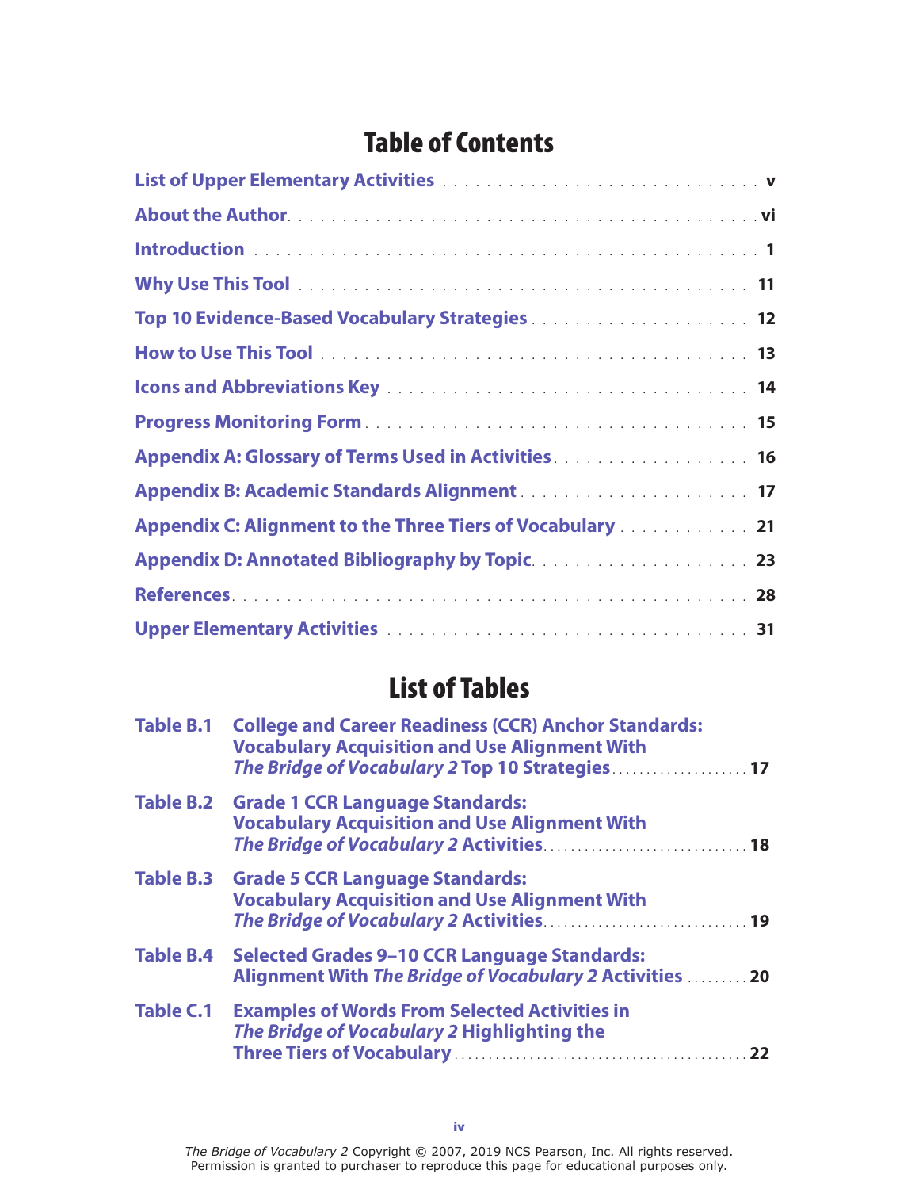# Table of Contents

| | |
|---|---|
| List of Upper Elementary Activities | v |
| About the Author | vi |
| Introduction | 1 |
| Why Use This Tool | 11 |
| Top 10 Evidence-Based Vocabulary Strategies | 12 |
| How to Use This Tool | 13 |
| Icons and Abbreviations Key | 14 |
| Progress Monitoring Form | 15 |
| Appendix A: Glossary of Terms Used in Activities | 16 |
| Appendix B: Academic Standards Alignment | 17 |
| Appendix C: Alignment to the Three Tiers of Vocabulary | 21 |
| Appendix D: Annotated Bibliography by Topic | 23 |
| References | 28 |
| Upper Elementary Activities | 31 |

# List of Tables

| | | |
|---|---|---|
| Table B.1 | College and Career Readiness (CCR) Anchor Standards: Vocabulary Acquisition and Use Alignment With *The Bridge of Vocabulary 2* Top 10 Strategies | 17 |
| Table B.2 | Grade 1 CCR Language Standards: Vocabulary Acquisition and Use Alignment With *The Bridge of Vocabulary 2* Activities | 18 |
| Table B.3 | Grade 5 CCR Language Standards: Vocabulary Acquisition and Use Alignment With *The Bridge of Vocabulary 2* Activities | 19 |
| Table B.4 | Selected Grades 9–10 CCR Language Standards: Alignment With *The Bridge of Vocabulary 2* Activities | 20 |
| Table C.1 | Examples of Words From Selected Activities in *The Bridge of Vocabulary 2* Highlighting the Three Tiers of Vocabulary | 22 |

*The Bridge of Vocabulary 2* Copyright © 2007, 2019 NCS Pearson, Inc. All rights reserved.
Permission is granted to purchaser to reproduce this page for educational purposes only.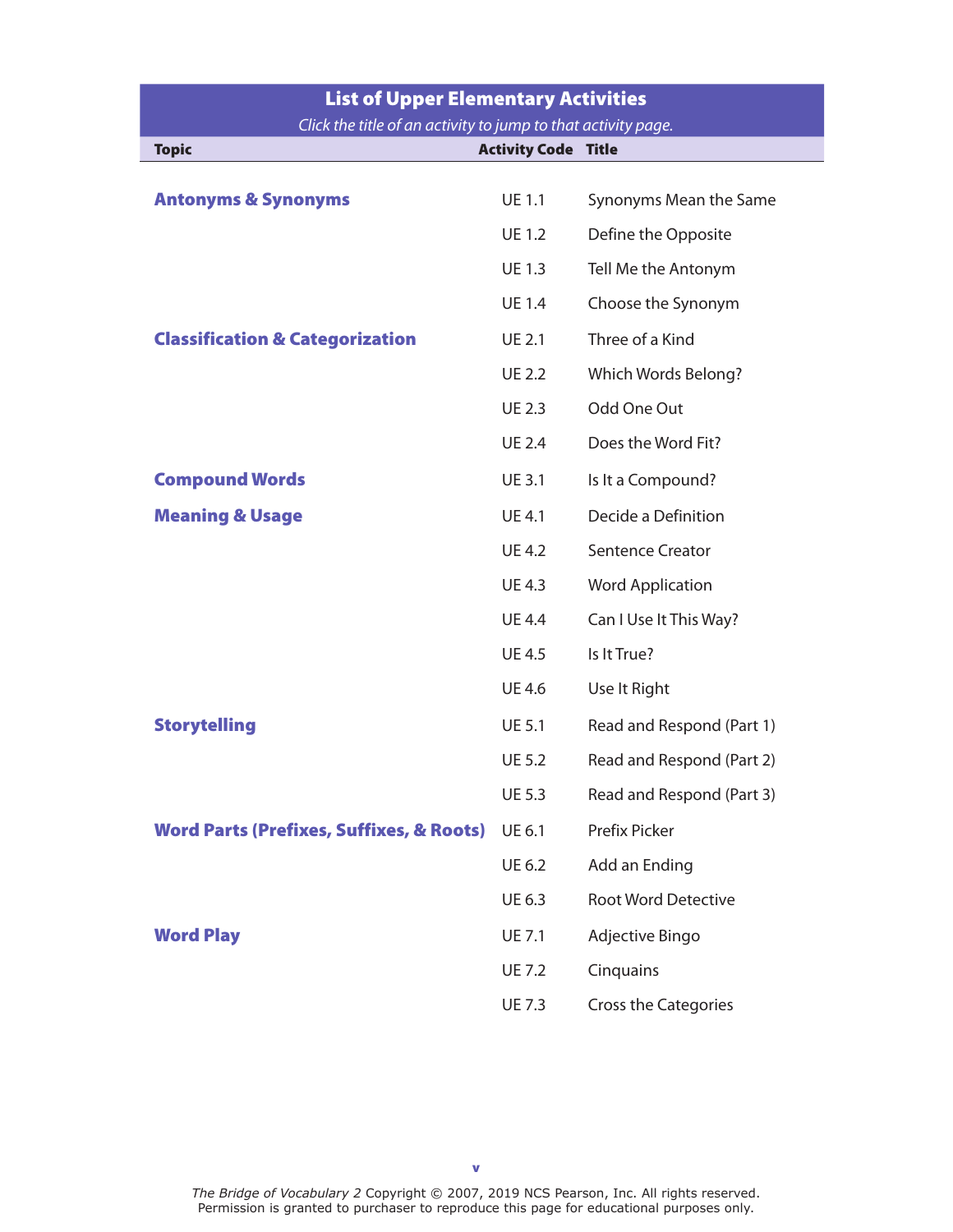## List of Upper Elementary Activities

*Click the title of an activity to jump to that activity page.*

| Topic | Activity Code | Title |
|---|---|---|
| **Antonyms & Synonyms** | UE 1.1 | Synonyms Mean the Same |
| | UE 1.2 | Define the Opposite |
| | UE 1.3 | Tell Me the Antonym |
| | UE 1.4 | Choose the Synonym |
| **Classification & Categorization** | UE 2.1 | Three of a Kind |
| | UE 2.2 | Which Words Belong? |
| | UE 2.3 | Odd One Out |
| | UE 2.4 | Does the Word Fit? |
| **Compound Words** | UE 3.1 | Is It a Compound? |
| **Meaning & Usage** | UE 4.1 | Decide a Definition |
| | UE 4.2 | Sentence Creator |
| | UE 4.3 | Word Application |
| | UE 4.4 | Can I Use It This Way? |
| | UE 4.5 | Is It True? |
| | UE 4.6 | Use It Right |
| **Storytelling** | UE 5.1 | Read and Respond (Part 1) |
| | UE 5.2 | Read and Respond (Part 2) |
| | UE 5.3 | Read and Respond (Part 3) |
| **Word Parts (Prefixes, Suffixes, & Roots)** | UE 6.1 | Prefix Picker |
| | UE 6.2 | Add an Ending |
| | UE 6.3 | Root Word Detective |
| **Word Play** | UE 7.1 | Adjective Bingo |
| | UE 7.2 | Cinquains |
| | UE 7.3 | Cross the Categories |

*The Bridge of Vocabulary 2* Copyright © 2007, 2019 NCS Pearson, Inc. All rights reserved.
Permission is granted to purchaser to reproduce this page for educational purposes only.